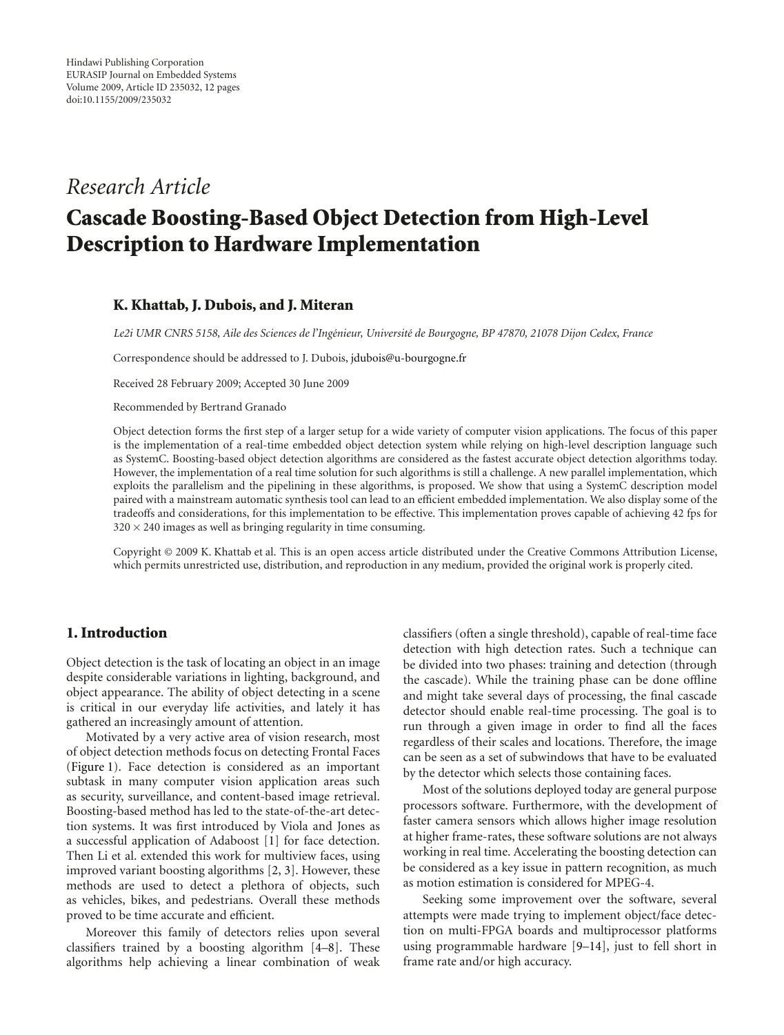Hindawi Publishing Corporation
EURASIP Journal on Embedded Systems
Volume 2009, Article ID 235032, 12 pages
doi:10.1155/2009/235032

*Research Article*

# Cascade Boosting-Based Object Detection from High-Level Description to Hardware Implementation

**K. Khattab, J. Dubois, and J. Miteran**

*Le2i UMR CNRS 5158, Aile des Sciences de l'Ingénieur, Université de Bourgogne, BP 47870, 21078 Dijon Cedex, France*

Correspondence should be addressed to J. Dubois, jdubois@u-bourgogne.fr

Received 28 February 2009; Accepted 30 June 2009

Recommended by Bertrand Granado

Object detection forms the first step of a larger setup for a wide variety of computer vision applications. The focus of this paper is the implementation of a real-time embedded object detection system while relying on high-level description language such as SystemC. Boosting-based object detection algorithms are considered as the fastest accurate object detection algorithms today. However, the implementation of a real time solution for such algorithms is still a challenge. A new parallel implementation, which exploits the parallelism and the pipelining in these algorithms, is proposed. We show that using a SystemC description model paired with a mainstream automatic synthesis tool can lead to an efficient embedded implementation. We also display some of the tradeoffs and considerations, for this implementation to be effective. This implementation proves capable of achieving 42 fps for $320 \times 240$ images as well as bringing regularity in time consuming.

Copyright © 2009 K. Khattab et al. This is an open access article distributed under the Creative Commons Attribution License, which permits unrestricted use, distribution, and reproduction in any medium, provided the original work is properly cited.

## 1. Introduction

Object detection is the task of locating an object in an image despite considerable variations in lighting, background, and object appearance. The ability of object detecting in a scene is critical in our everyday life activities, and lately it has gathered an increasingly amount of attention.

Motivated by a very active area of vision research, most of object detection methods focus on detecting Frontal Faces (Figure 1). Face detection is considered as an important subtask in many computer vision application areas such as security, surveillance, and content-based image retrieval. Boosting-based method has led to the state-of-the-art detection systems. It was first introduced by Viola and Jones as a successful application of Adaboost [1] for face detection. Then Li et al. extended this work for multiview faces, using improved variant boosting algorithms [2, 3]. However, these methods are used to detect a plethora of objects, such as vehicles, bikes, and pedestrians. Overall these methods proved to be time accurate and efficient.

Moreover this family of detectors relies upon several classifiers trained by a boosting algorithm [4–8]. These algorithms help achieving a linear combination of weak classifiers (often a single threshold), capable of real-time face detection with high detection rates. Such a technique can be divided into two phases: training and detection (through the cascade). While the training phase can be done offline and might take several days of processing, the final cascade detector should enable real-time processing. The goal is to run through a given image in order to find all the faces regardless of their scales and locations. Therefore, the image can be seen as a set of subwindows that have to be evaluated by the detector which selects those containing faces.

Most of the solutions deployed today are general purpose processors software. Furthermore, with the development of faster camera sensors which allows higher image resolution at higher frame-rates, these software solutions are not always working in real time. Accelerating the boosting detection can be considered as a key issue in pattern recognition, as much as motion estimation is considered for MPEG-4.

Seeking some improvement over the software, several attempts were made trying to implement object/face detection on multi-FPGA boards and multiprocessor platforms using programmable hardware [9–14], just to fell short in frame rate and/or high accuracy.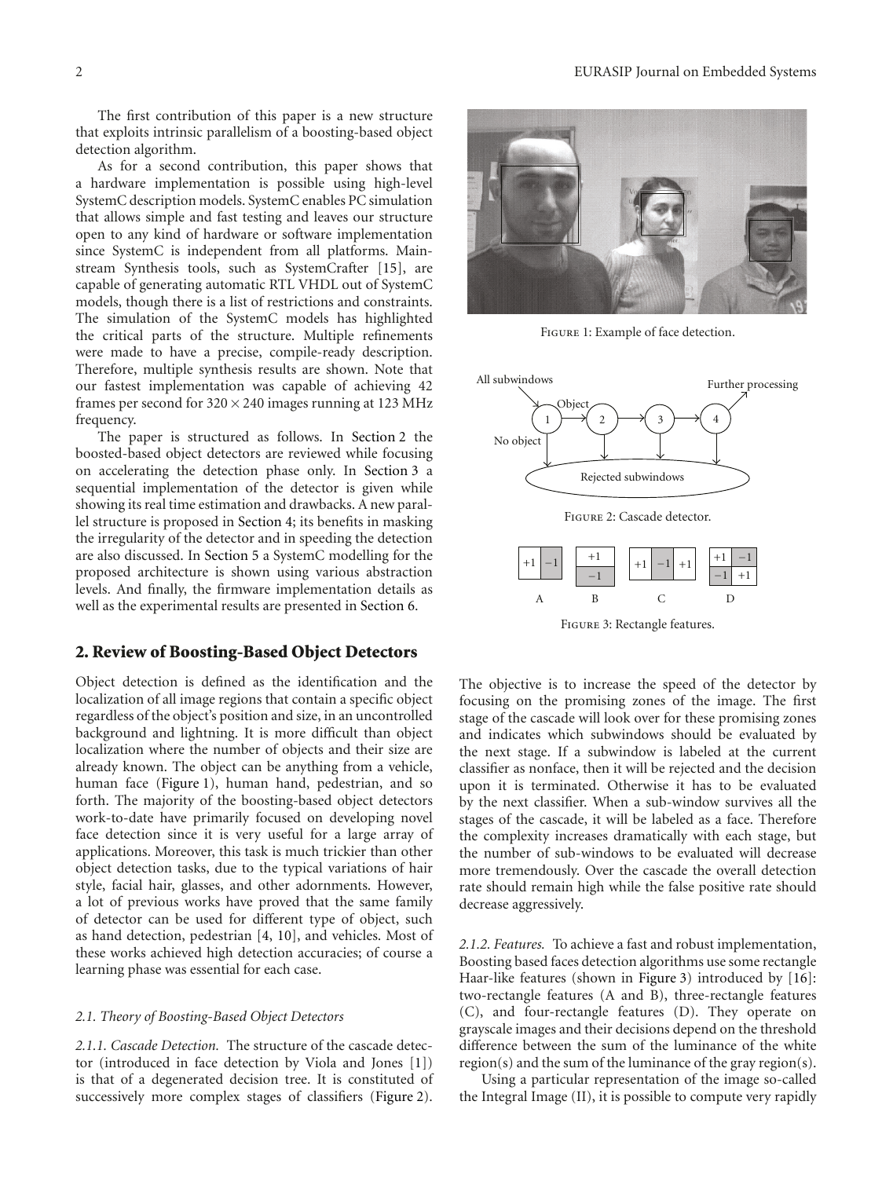The first contribution of this paper is a new structure that exploits intrinsic parallelism of a boosting-based object detection algorithm.

As for a second contribution, this paper shows that a hardware implementation is possible using high-level SystemC description models. SystemC enables PC simulation that allows simple and fast testing and leaves our structure open to any kind of hardware or software implementation since SystemC is independent from all platforms. Mainstream Synthesis tools, such as SystemCrafter [15], are capable of generating automatic RTL VHDL out of SystemC models, though there is a list of restrictions and constraints. The simulation of the SystemC models has highlighted the critical parts of the structure. Multiple refinements were made to have a precise, compile-ready description. Therefore, multiple synthesis results are shown. Note that our fastest implementation was capable of achieving 42 frames per second for $320 \times 240$ images running at 123 MHz frequency.

The paper is structured as follows. In Section 2 the boosted-based object detectors are reviewed while focusing on accelerating the detection phase only. In Section 3 a sequential implementation of the detector is given while showing its real time estimation and drawbacks. A new parallel structure is proposed in Section 4; its benefits in masking the irregularity of the detector and in speeding the detection are also discussed. In Section 5 a SystemC modelling for the proposed architecture is shown using various abstraction levels. And finally, the firmware implementation details as well as the experimental results are presented in Section 6.

Figure 1: Example of face detection.

Figure 2: Cascade detector.

Figure 3: Rectangle features.

## 2. Review of Boosting-Based Object Detectors

Object detection is defined as the identification and the localization of all image regions that contain a specific object regardless of the object's position and size, in an uncontrolled background and lightning. It is more difficult than object localization where the number of objects and their size are already known. The object can be anything from a vehicle, human face (Figure 1), human hand, pedestrian, and so forth. The majority of the boosting-based object detectors work-to-date have primarily focused on developing novel face detection since it is very useful for a large array of applications. Moreover, this task is much trickier than other object detection tasks, due to the typical variations of hair style, facial hair, glasses, and other adornments. However, a lot of previous works have proved that the same family of detector can be used for different type of object, such as hand detection, pedestrian [4, 10], and vehicles. Most of these works achieved high detection accuracies; of course a learning phase was essential for each case.

### *2.1. Theory of Boosting-Based Object Detectors*

*2.1.1. Cascade Detection.* The structure of the cascade detector (introduced in face detection by Viola and Jones [1]) is that of a degenerated decision tree. It is constituted of successively more complex stages of classifiers (Figure 2). The objective is to increase the speed of the detector by focusing on the promising zones of the image. The first stage of the cascade will look over for these promising zones and indicates which subwindows should be evaluated by the next stage. If a subwindow is labeled at the current classifier as nonface, then it will be rejected and the decision upon it is terminated. Otherwise it has to be evaluated by the next classifier. When a sub-window survives all the stages of the cascade, it will be labeled as a face. Therefore the complexity increases dramatically with each stage, but the number of sub-windows to be evaluated will decrease more tremendously. Over the cascade the overall detection rate should remain high while the false positive rate should decrease aggressively.

*2.1.2. Features.* To achieve a fast and robust implementation, Boosting based faces detection algorithms use some rectangle Haar-like features (shown in Figure 3) introduced by [16]: two-rectangle features (A and B), three-rectangle features (C), and four-rectangle features (D). They operate on grayscale images and their decisions depend on the threshold difference between the sum of the luminance of the white region(s) and the sum of the luminance of the gray region(s).

Using a particular representation of the image so-called the Integral Image (II), it is possible to compute very rapidly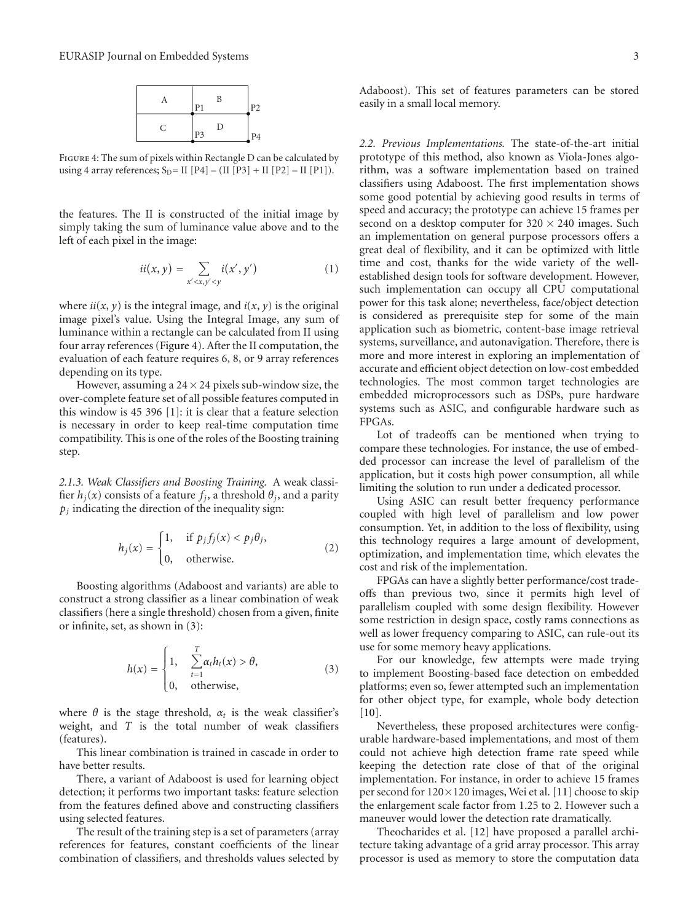| A | B |
|---|---|
| C | D |

Figure 4: The sum of pixels within Rectangle D can be calculated by using 4 array references; $S_D$= II [P4] – (II [P3] + II [P2] – II [P1]).

the features. The II is constructed of the initial image by simply taking the sum of luminance value above and to the left of each pixel in the image:

$$ii(x, y) = \sum_{x' < x, y' < y} i(x', y') \tag{1}$$

where $ii(x, y)$ is the integral image, and $i(x, y)$ is the original image pixel's value. Using the Integral Image, any sum of luminance within a rectangle can be calculated from II using four array references (Figure 4). After the II computation, the evaluation of each feature requires 6, 8, or 9 array references depending on its type.

However, assuming a $24 \times 24$ pixels sub-window size, the over-complete feature set of all possible features computed in this window is 45 396 [1]: it is clear that a feature selection is necessary in order to keep real-time computation time compatibility. This is one of the roles of the Boosting training step.

*2.1.3. Weak Classifiers and Boosting Training.* A weak classifier $h_j(x)$ consists of a feature $f_j$, a threshold $\theta_j$, and a parity $p_j$ indicating the direction of the inequality sign:

$$h_j(x) = \begin{cases} 1, & \text{if } p_j f_j(x) < p_j \theta_j, \\ 0, & \text{otherwise.} \end{cases} \tag{2}$$

Boosting algorithms (Adaboost and variants) are able to construct a strong classifier as a linear combination of weak classifiers (here a single threshold) chosen from a given, finite or infinite, set, as shown in (3):

$$h(x) = \begin{cases} 1, & \sum_{t=1}^{T} \alpha_t h_t(x) > \theta, \\ 0, & \text{otherwise,} \end{cases} \tag{3}$$

where $\theta$ is the stage threshold, $\alpha_t$ is the weak classifier's weight, and $T$ is the total number of weak classifiers (features).

This linear combination is trained in cascade in order to have better results.

There, a variant of Adaboost is used for learning object detection; it performs two important tasks: feature selection from the features defined above and constructing classifiers using selected features.

The result of the training step is a set of parameters (array references for features, constant coefficients of the linear combination of classifiers, and thresholds values selected by Adaboost). This set of features parameters can be stored easily in a small local memory.

*2.2. Previous Implementations.* The state-of-the-art initial prototype of this method, also known as Viola-Jones algorithm, was a software implementation based on trained classifiers using Adaboost. The first implementation shows some good potential by achieving good results in terms of speed and accuracy; the prototype can achieve 15 frames per second on a desktop computer for $320 \times 240$ images. Such an implementation on general purpose processors offers a great deal of flexibility, and it can be optimized with little time and cost, thanks for the wide variety of the well-established design tools for software development. However, such implementation can occupy all CPU computational power for this task alone; nevertheless, face/object detection is considered as prerequisite step for some of the main application such as biometric, content-base image retrieval systems, surveillance, and autonavigation. Therefore, there is more and more interest in exploring an implementation of accurate and efficient object detection on low-cost embedded technologies. The most common target technologies are embedded microprocessors such as DSPs, pure hardware systems such as ASIC, and configurable hardware such as FPGAs.

Lot of tradeoffs can be mentioned when trying to compare these technologies. For instance, the use of embedded processor can increase the level of parallelism of the application, but it costs high power consumption, all while limiting the solution to run under a dedicated processor.

Using ASIC can result better frequency performance coupled with high level of parallelism and low power consumption. Yet, in addition to the loss of flexibility, using this technology requires a large amount of development, optimization, and implementation time, which elevates the cost and risk of the implementation.

FPGAs can have a slightly better performance/cost tradeoffs than previous two, since it permits high level of parallelism coupled with some design flexibility. However some restriction in design space, costly rams connections as well as lower frequency comparing to ASIC, can rule-out its use for some memory heavy applications.

For our knowledge, few attempts were made trying to implement Boosting-based face detection on embedded platforms; even so, fewer attempted such an implementation for other object type, for example, whole body detection [10].

Nevertheless, these proposed architectures were configurable hardware-based implementations, and most of them could not achieve high detection frame rate speed while keeping the detection rate close of that of the original implementation. For instance, in order to achieve 15 frames per second for $120 \times 120$ images, Wei et al. [11] choose to skip the enlargement scale factor from 1.25 to 2. However such a maneuver would lower the detection rate dramatically.

Theocharides et al. [12] have proposed a parallel architecture taking advantage of a grid array processor. This array processor is used as memory to store the computation data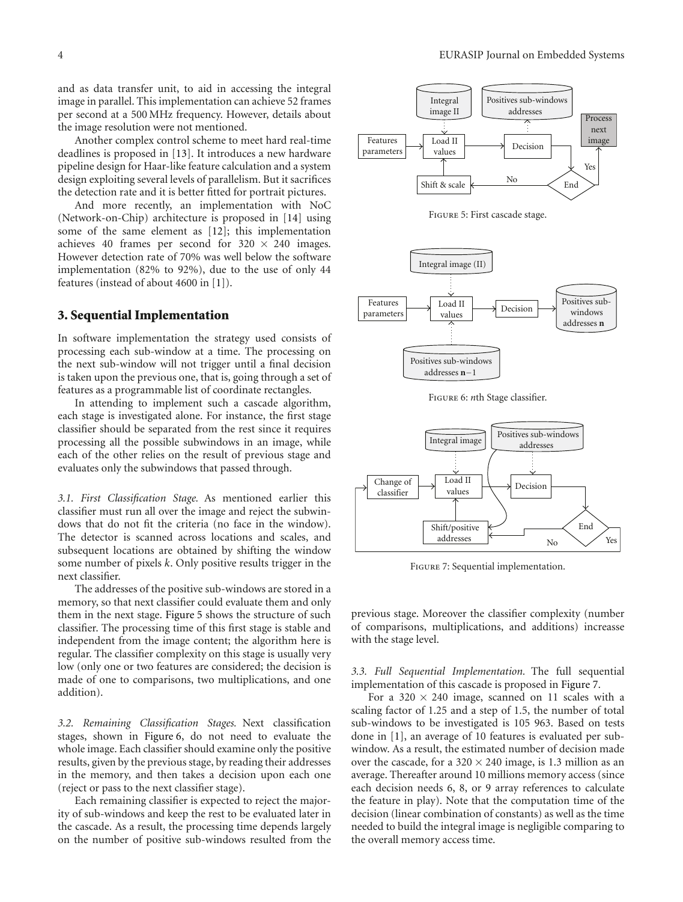and as data transfer unit, to aid in accessing the integral image in parallel. This implementation can achieve 52 frames per second at a 500 MHz frequency. However, details about the image resolution were not mentioned.

Another complex control scheme to meet hard real-time deadlines is proposed in [13]. It introduces a new hardware pipeline design for Haar-like feature calculation and a system design exploiting several levels of parallelism. But it sacrifices the detection rate and it is better fitted for portrait pictures.

And more recently, an implementation with NoC (Network-on-Chip) architecture is proposed in [14] using some of the same element as [12]; this implementation achieves 40 frames per second for $320 \times 240$ images. However detection rate of 70% was well below the software implementation (82% to 92%), due to the use of only 44 features (instead of about 4600 in [1]).

## 3. Sequential Implementation

In software implementation the strategy used consists of processing each sub-window at a time. The processing on the next sub-window will not trigger until a final decision is taken upon the previous one, that is, going through a set of features as a programmable list of coordinate rectangles.

In attending to implement such a cascade algorithm, each stage is investigated alone. For instance, the first stage classifier should be separated from the rest since it requires processing all the possible subwindows in an image, while each of the other relies on the result of previous stage and evaluates only the subwindows that passed through.

*3.1. First Classification Stage.* As mentioned earlier this classifier must run all over the image and reject the subwindows that do not fit the criteria (no face in the window). The detector is scanned across locations and scales, and subsequent locations are obtained by shifting the window some number of pixels $k$. Only positive results trigger in the next classifier.

The addresses of the positive sub-windows are stored in a memory, so that next classifier could evaluate them and only them in the next stage. Figure 5 shows the structure of such classifier. The processing time of this first stage is stable and independent from the image content; the algorithm here is regular. The classifier complexity on this stage is usually very low (only one or two features are considered; the decision is made of one to comparisons, two multiplications, and one addition).

Figure 5: First cascade stage.

Figure 6: $n$th Stage classifier.

*3.2. Remaining Classification Stages.* Next classification stages, shown in Figure 6, do not need to evaluate the whole image. Each classifier should examine only the positive results, given by the previous stage, by reading their addresses in the memory, and then takes a decision upon each one (reject or pass to the next classifier stage).

Each remaining classifier is expected to reject the majority of sub-windows and keep the rest to be evaluated later in the cascade. As a result, the processing time depends largely on the number of positive sub-windows resulted from the previous stage. Moreover the classifier complexity (number of comparisons, multiplications, and additions) increasse with the stage level.

Figure 7: Sequential implementation.

*3.3. Full Sequential Implementation.* The full sequential implementation of this cascade is proposed in Figure 7.

For a $320 \times 240$ image, scanned on 11 scales with a scaling factor of 1.25 and a step of 1.5, the number of total sub-windows to be investigated is 105 963. Based on tests done in [1], an average of 10 features is evaluated per sub-window. As a result, the estimated number of decision made over the cascade, for a $320 \times 240$ image, is 1.3 million as an average. Thereafter around 10 millions memory access (since each decision needs 6, 8, or 9 array references to calculate the feature in play). Note that the computation time of the decision (linear combination of constants) as well as the time needed to build the integral image is negligible comparing to the overall memory access time.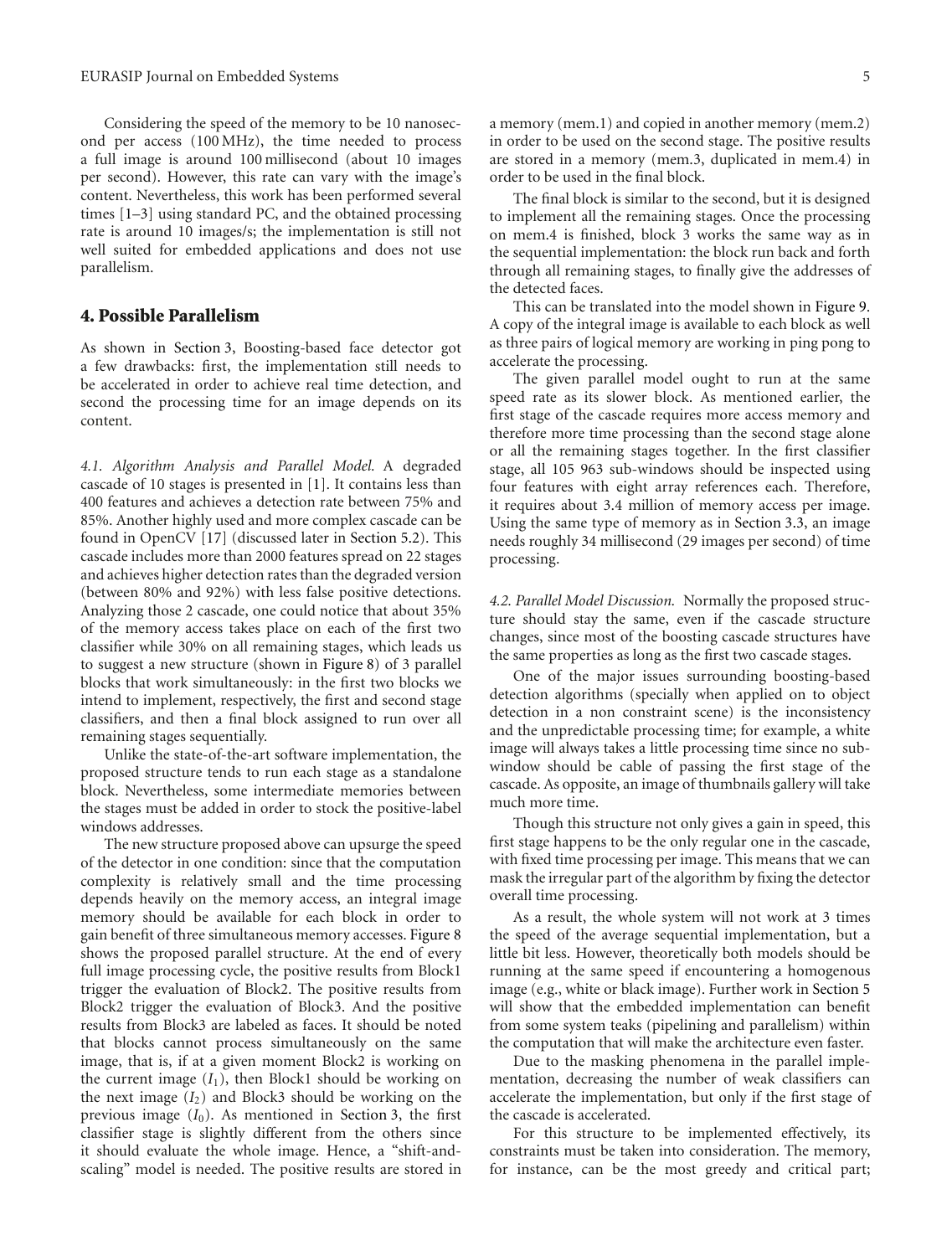Considering the speed of the memory to be 10 nanosecond per access (100 MHz), the time needed to process a full image is around 100 millisecond (about 10 images per second). However, this rate can vary with the image's content. Nevertheless, this work has been performed several times [1–3] using standard PC, and the obtained processing rate is around 10 images/s; the implementation is still not well suited for embedded applications and does not use parallelism.

## 4. Possible Parallelism

As shown in Section 3, Boosting-based face detector got a few drawbacks: first, the implementation still needs to be accelerated in order to achieve real time detection, and second the processing time for an image depends on its content.

*4.1. Algorithm Analysis and Parallel Model.* A degraded cascade of 10 stages is presented in [1]. It contains less than 400 features and achieves a detection rate between 75% and 85%. Another highly used and more complex cascade can be found in OpenCV [17] (discussed later in Section 5.2). This cascade includes more than 2000 features spread on 22 stages and achieves higher detection rates than the degraded version (between 80% and 92%) with less false positive detections. Analyzing those 2 cascade, one could notice that about 35% of the memory access takes place on each of the first two classifier while 30% on all remaining stages, which leads us to suggest a new structure (shown in Figure 8) of 3 parallel blocks that work simultaneously: in the first two blocks we intend to implement, respectively, the first and second stage classifiers, and then a final block assigned to run over all remaining stages sequentially.

Unlike the state-of-the-art software implementation, the proposed structure tends to run each stage as a standalone block. Nevertheless, some intermediate memories between the stages must be added in order to stock the positive-label windows addresses.

The new structure proposed above can upsurge the speed of the detector in one condition: since that the computation complexity is relatively small and the time processing depends heavily on the memory access, an integral image memory should be available for each block in order to gain benefit of three simultaneous memory accesses. Figure 8 shows the proposed parallel structure. At the end of every full image processing cycle, the positive results from Block1 trigger the evaluation of Block2. The positive results from Block2 trigger the evaluation of Block3. And the positive results from Block3 are labeled as faces. It should be noted that blocks cannot process simultaneously on the same image, that is, if at a given moment Block2 is working on the current image ($I_1$), then Block1 should be working on the next image ($I_2$) and Block3 should be working on the previous image ($I_0$). As mentioned in Section 3, the first classifier stage is slightly different from the others since it should evaluate the whole image. Hence, a "shift-and-scaling" model is needed. The positive results are stored in a memory (mem.1) and copied in another memory (mem.2) in order to be used on the second stage. The positive results are stored in a memory (mem.3, duplicated in mem.4) in order to be used in the final block.

The final block is similar to the second, but it is designed to implement all the remaining stages. Once the processing on mem.4 is finished, block 3 works the same way as in the sequential implementation: the block run back and forth through all remaining stages, to finally give the addresses of the detected faces.

This can be translated into the model shown in Figure 9. A copy of the integral image is available to each block as well as three pairs of logical memory are working in ping pong to accelerate the processing.

The given parallel model ought to run at the same speed rate as its slower block. As mentioned earlier, the first stage of the cascade requires more access memory and therefore more time processing than the second stage alone or all the remaining stages together. In the first classifier stage, all 105 963 sub-windows should be inspected using four features with eight array references each. Therefore, it requires about 3.4 million of memory access per image. Using the same type of memory as in Section 3.3, an image needs roughly 34 millisecond (29 images per second) of time processing.

*4.2. Parallel Model Discussion.* Normally the proposed structure should stay the same, even if the cascade structure changes, since most of the boosting cascade structures have the same properties as long as the first two cascade stages.

One of the major issues surrounding boosting-based detection algorithms (specially when applied on to object detection in a non constraint scene) is the inconsistency and the unpredictable processing time; for example, a white image will always takes a little processing time since no sub-window should be cable of passing the first stage of the cascade. As opposite, an image of thumbnails gallery will take much more time.

Though this structure not only gives a gain in speed, this first stage happens to be the only regular one in the cascade, with fixed time processing per image. This means that we can mask the irregular part of the algorithm by fixing the detector overall time processing.

As a result, the whole system will not work at 3 times the speed of the average sequential implementation, but a little bit less. However, theoretically both models should be running at the same speed if encountering a homogenous image (e.g., white or black image). Further work in Section 5 will show that the embedded implementation can benefit from some system teaks (pipelining and parallelism) within the computation that will make the architecture even faster.

Due to the masking phenomena in the parallel implementation, decreasing the number of weak classifiers can accelerate the implementation, but only if the first stage of the cascade is accelerated.

For this structure to be implemented effectively, its constraints must be taken into consideration. The memory, for instance, can be the most greedy and critical part;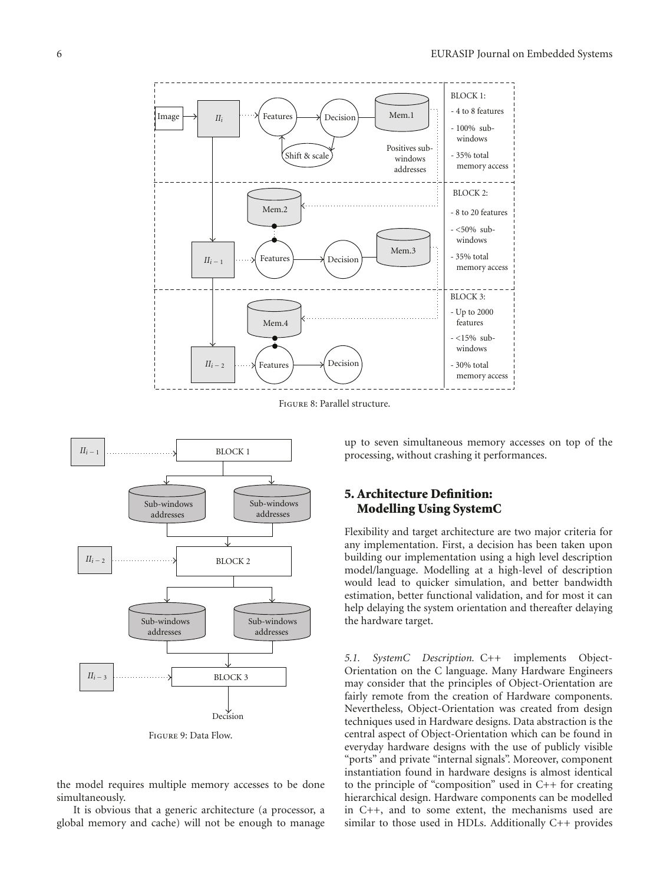Figure 8: Parallel structure.

Figure 9: Data Flow.

the model requires multiple memory accesses to be done simultaneously.

It is obvious that a generic architecture (a processor, a global memory and cache) will not be enough to manage up to seven simultaneous memory accesses on top of the processing, without crashing it performances.

## 5. Architecture Definition: Modelling Using SystemC

Flexibility and target architecture are two major criteria for any implementation. First, a decision has been taken upon building our implementation using a high level description model/language. Modelling at a high-level of description would lead to quicker simulation, and better bandwidth estimation, better functional validation, and for most it can help delaying the system orientation and thereafter delaying the hardware target.

*5.1. SystemC Description.* C++ implements Object-Orientation on the C language. Many Hardware Engineers may consider that the principles of Object-Orientation are fairly remote from the creation of Hardware components. Nevertheless, Object-Orientation was created from design techniques used in Hardware designs. Data abstraction is the central aspect of Object-Orientation which can be found in everyday hardware designs with the use of publicly visible "ports" and private "internal signals". Moreover, component instantiation found in hardware designs is almost identical to the principle of "composition" used in C++ for creating hierarchical design. Hardware components can be modelled in C++, and to some extent, the mechanisms used are similar to those used in HDLs. Additionally C++ provides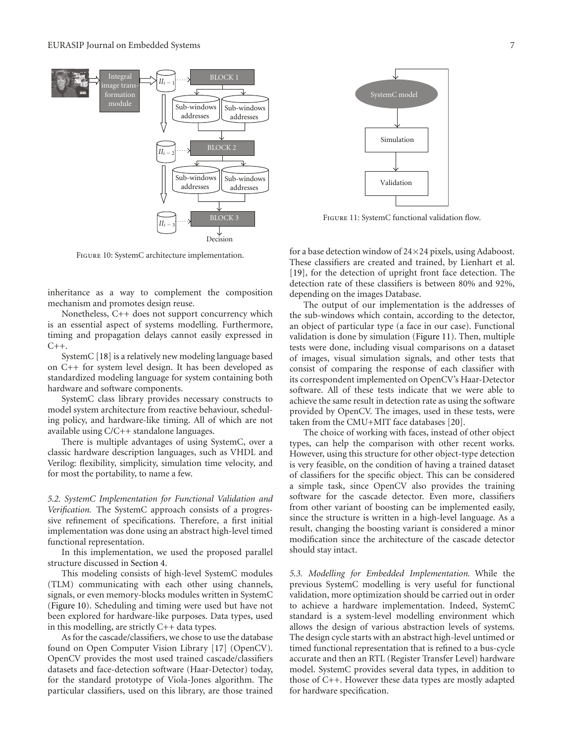FIGURE 10: SystemC architecture implementation.

FIGURE 11: SystemC functional validation flow.

inheritance as a way to complement the composition mechanism and promotes design reuse.

Nonetheless, C++ does not support concurrency which is an essential aspect of systems modelling. Furthermore, timing and propagation delays cannot easily expressed in C++.

SystemC [18] is a relatively new modeling language based on C++ for system level design. It has been developed as standardized modeling language for system containing both hardware and software components.

SystemC class library provides necessary constructs to model system architecture from reactive behaviour, scheduling policy, and hardware-like timing. All of which are not available using C/C++ standalone languages.

There is multiple advantages of using SystemC, over a classic hardware description languages, such as VHDL and Verilog: flexibility, simplicity, simulation time velocity, and for most the portability, to name a few.

*5.2. SystemC Implementation for Functional Validation and Verification.* The SystemC approach consists of a progressive refinement of specifications. Therefore, a first initial implementation was done using an abstract high-level timed functional representation.

In this implementation, we used the proposed parallel structure discussed in Section 4.

This modeling consists of high-level SystemC modules (TLM) communicating with each other using channels, signals, or even memory-blocks modules written in SystemC (Figure 10). Scheduling and timing were used but have not been explored for hardware-like purposes. Data types, used in this modelling, are strictly C++ data types.

As for the cascade/classifiers, we chose to use the database found on Open Computer Vision Library [17] (OpenCV). OpenCV provides the most used trained cascade/classifiers datasets and face-detection software (Haar-Detector) today, for the standard prototype of Viola-Jones algorithm. The particular classifiers, used on this library, are those trained for a base detection window of 24×24 pixels, using Adaboost. These classifiers are created and trained, by Lienhart et al. [19], for the detection of upright front face detection. The detection rate of these classifiers is between 80% and 92%, depending on the images Database.

The output of our implementation is the addresses of the sub-windows which contain, according to the detector, an object of particular type (a face in our case). Functional validation is done by simulation (Figure 11). Then, multiple tests were done, including visual comparisons on a dataset of images, visual simulation signals, and other tests that consist of comparing the response of each classifier with its correspondent implemented on OpenCV's Haar-Detector software. All of these tests indicate that we were able to achieve the same result in detection rate as using the software provided by OpenCV. The images, used in these tests, were taken from the CMU+MIT face databases [20].

The choice of working with faces, instead of other object types, can help the comparison with other recent works. However, using this structure for other object-type detection is very feasible, on the condition of having a trained dataset of classifiers for the specific object. This can be considered a simple task, since OpenCV also provides the training software for the cascade detector. Even more, classifiers from other variant of boosting can be implemented easily, since the structure is written in a high-level language. As a result, changing the boosting variant is considered a minor modification since the architecture of the cascade detector should stay intact.

*5.3. Modelling for Embedded Implementation.* While the previous SystemC modelling is very useful for functional validation, more optimization should be carried out in order to achieve a hardware implementation. Indeed, SystemC standard is a system-level modelling environment which allows the design of various abstraction levels of systems. The design cycle starts with an abstract high-level untimed or timed functional representation that is refined to a bus-cycle accurate and then an RTL (Register Transfer Level) hardware model. SystemC provides several data types, in addition to those of C++. However these data types are mostly adapted for hardware specification.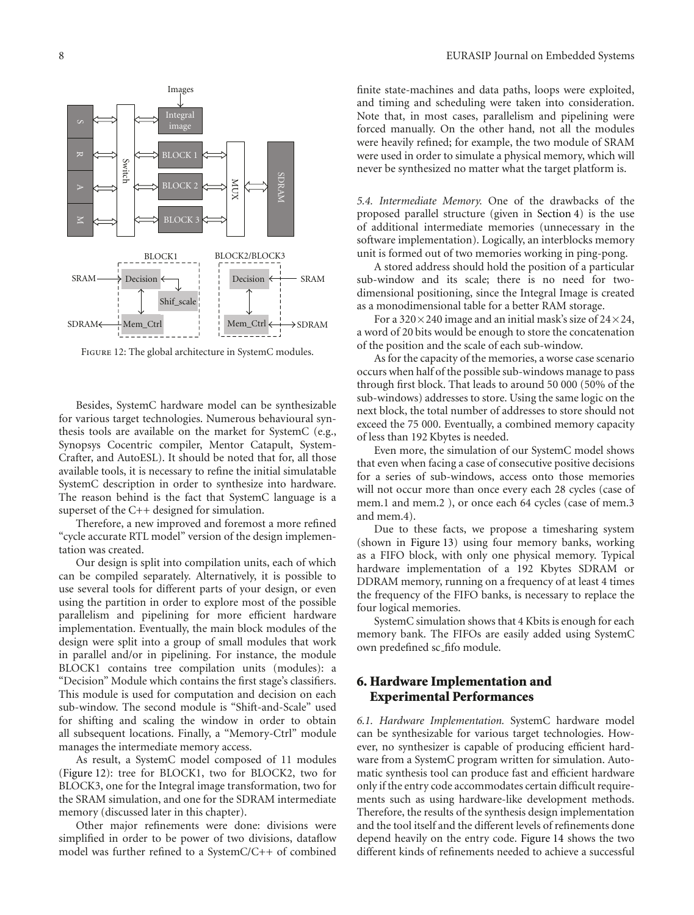FIGURE 12: The global architecture in SystemC modules.

Besides, SystemC hardware model can be synthesizable for various target technologies. Numerous behavioural synthesis tools are available on the market for SystemC (e.g., Synopsys Cocentric compiler, Mentor Catapult, System-Crafter, and AutoESL). It should be noted that for, all those available tools, it is necessary to refine the initial simulatable SystemC description in order to synthesize into hardware. The reason behind is the fact that SystemC language is a superset of the C++ designed for simulation.

Therefore, a new improved and foremost a more refined "cycle accurate RTL model" version of the design implementation was created.

Our design is split into compilation units, each of which can be compiled separately. Alternatively, it is possible to use several tools for different parts of your design, or even using the partition in order to explore most of the possible parallelism and pipelining for more efficient hardware implementation. Eventually, the main block modules of the design were split into a group of small modules that work in parallel and/or in pipelining. For instance, the module BLOCK1 contains tree compilation units (modules): a "Decision" Module which contains the first stage's classifiers. This module is used for computation and decision on each sub-window. The second module is "Shift-and-Scale" used for shifting and scaling the window in order to obtain all subsequent locations. Finally, a "Memory-Ctrl" module manages the intermediate memory access.

As result, a SystemC model composed of 11 modules (Figure 12): tree for BLOCK1, two for BLOCK2, two for BLOCK3, one for the Integral image transformation, two for the SRAM simulation, and one for the SDRAM intermediate memory (discussed later in this chapter).

Other major refinements were done: divisions were simplified in order to be power of two divisions, dataflow model was further refined to a SystemC/C++ of combined finite state-machines and data paths, loops were exploited, and timing and scheduling were taken into consideration. Note that, in most cases, parallelism and pipelining were forced manually. On the other hand, not all the modules were heavily refined; for example, the two module of SRAM were used in order to simulate a physical memory, which will never be synthesized no matter what the target platform is.

*5.4. Intermediate Memory.* One of the drawbacks of the proposed parallel structure (given in Section 4) is the use of additional intermediate memories (unnecessary in the software implementation). Logically, an interblocks memory unit is formed out of two memories working in ping-pong.

A stored address should hold the position of a particular sub-window and its scale; there is no need for two-dimensional positioning, since the Integral Image is created as a monodimensional table for a better RAM storage.

For a $320 \times 240$ image and an initial mask's size of $24 \times 24$, a word of 20 bits would be enough to store the concatenation of the position and the scale of each sub-window.

As for the capacity of the memories, a worse case scenario occurs when half of the possible sub-windows manage to pass through first block. That leads to around 50 000 (50% of the sub-windows) addresses to store. Using the same logic on the next block, the total number of addresses to store should not exceed the 75 000. Eventually, a combined memory capacity of less than 192 Kbytes is needed.

Even more, the simulation of our SystemC model shows that even when facing a case of consecutive positive decisions for a series of sub-windows, access onto those memories will not occur more than once every each 28 cycles (case of mem.1 and mem.2 ), or once each 64 cycles (case of mem.3 and mem.4).

Due to these facts, we propose a timesharing system (shown in Figure 13) using four memory banks, working as a FIFO block, with only one physical memory. Typical hardware implementation of a 192 Kbytes SDRAM or DDRAM memory, running on a frequency of at least 4 times the frequency of the FIFO banks, is necessary to replace the four logical memories.

SystemC simulation shows that 4 Kbits is enough for each memory bank. The FIFOs are easily added using SystemC own predefined sc_fifo module.

## 6. Hardware Implementation and Experimental Performances

*6.1. Hardware Implementation.* SystemC hardware model can be synthesizable for various target technologies. However, no synthesizer is capable of producing efficient hardware from a SystemC program written for simulation. Automatic synthesis tool can produce fast and efficient hardware only if the entry code accommodates certain difficult requirements such as using hardware-like development methods. Therefore, the results of the synthesis design implementation and the tool itself and the different levels of refinements done depend heavily on the entry code. Figure 14 shows the two different kinds of refinements needed to achieve a successful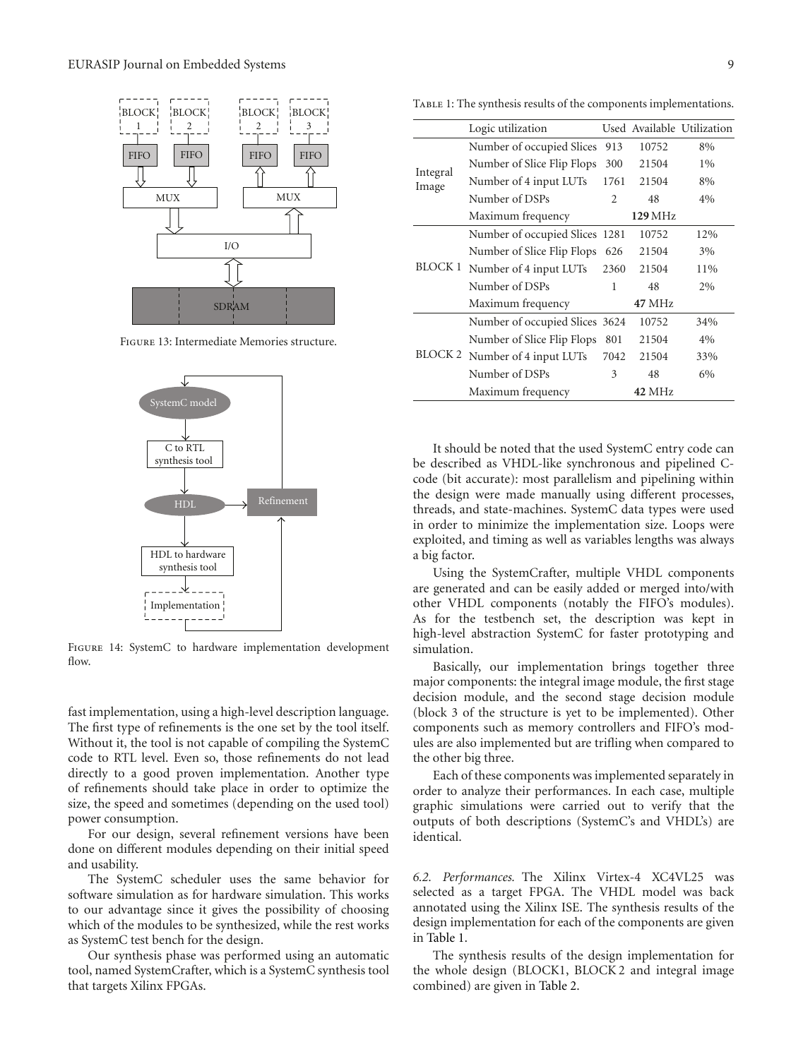FIGURE 13: Intermediate Memories structure.

FIGURE 14: SystemC to hardware implementation development flow.

fast implementation, using a high-level description language. The first type of refinements is the one set by the tool itself. Without it, the tool is not capable of compiling the SystemC code to RTL level. Even so, those refinements do not lead directly to a good proven implementation. Another type of refinements should take place in order to optimize the size, the speed and sometimes (depending on the used tool) power consumption.

For our design, several refinement versions have been done on different modules depending on their initial speed and usability.

The SystemC scheduler uses the same behavior for software simulation as for hardware simulation. This works to our advantage since it gives the possibility of choosing which of the modules to be synthesized, while the rest works as SystemC test bench for the design.

Our synthesis phase was performed using an automatic tool, named SystemCrafter, which is a SystemC synthesis tool that targets Xilinx FPGAs.

TABLE 1: The synthesis results of the components implementations.

| | Logic utilization | Used | Available | Utilization |
|---|---|---|---|---|
| Integral Image | Number of occupied Slices | 913 | 10752 | 8% |
| | Number of Slice Flip Flops | 300 | 21504 | 1% |
| | Number of 4 input LUTs | 1761 | 21504 | 8% |
| | Number of DSPs | 2 | 48 | 4% |
| | Maximum frequency | | **129** MHz | |
| BLOCK 1 | Number of occupied Slices | 1281 | 10752 | 12% |
| | Number of Slice Flip Flops | 626 | 21504 | 3% |
| | Number of 4 input LUTs | 2360 | 21504 | 11% |
| | Number of DSPs | 1 | 48 | 2% |
| | Maximum frequency | | **47** MHz | |
| BLOCK 2 | Number of occupied Slices | 3624 | 10752 | 34% |
| | Number of Slice Flip Flops | 801 | 21504 | 4% |
| | Number of 4 input LUTs | 7042 | 21504 | 33% |
| | Number of DSPs | 3 | 48 | 6% |
| | Maximum frequency | | **42** MHz | |

It should be noted that the used SystemC entry code can be described as VHDL-like synchronous and pipelined C-code (bit accurate): most parallelism and pipelining within the design were made manually using different processes, threads, and state-machines. SystemC data types were used in order to minimize the implementation size. Loops were exploited, and timing as well as variables lengths was always a big factor.

Using the SystemCrafter, multiple VHDL components are generated and can be easily added or merged into/with other VHDL components (notably the FIFO's modules). As for the testbench set, the description was kept in high-level abstraction SystemC for faster prototyping and simulation.

Basically, our implementation brings together three major components: the integral image module, the first stage decision module, and the second stage decision module (block 3 of the structure is yet to be implemented). Other components such as memory controllers and FIFO's modules are also implemented but are trifling when compared to the other big three.

Each of these components was implemented separately in order to analyze their performances. In each case, multiple graphic simulations were carried out to verify that the outputs of both descriptions (SystemC's and VHDL's) are identical.

*6.2. Performances.* The Xilinx Virtex-4 XC4VL25 was selected as a target FPGA. The VHDL model was back annotated using the Xilinx ISE. The synthesis results of the design implementation for each of the components are given in Table 1.

The synthesis results of the design implementation for the whole design (BLOCK1, BLOCK 2 and integral image combined) are given in Table 2.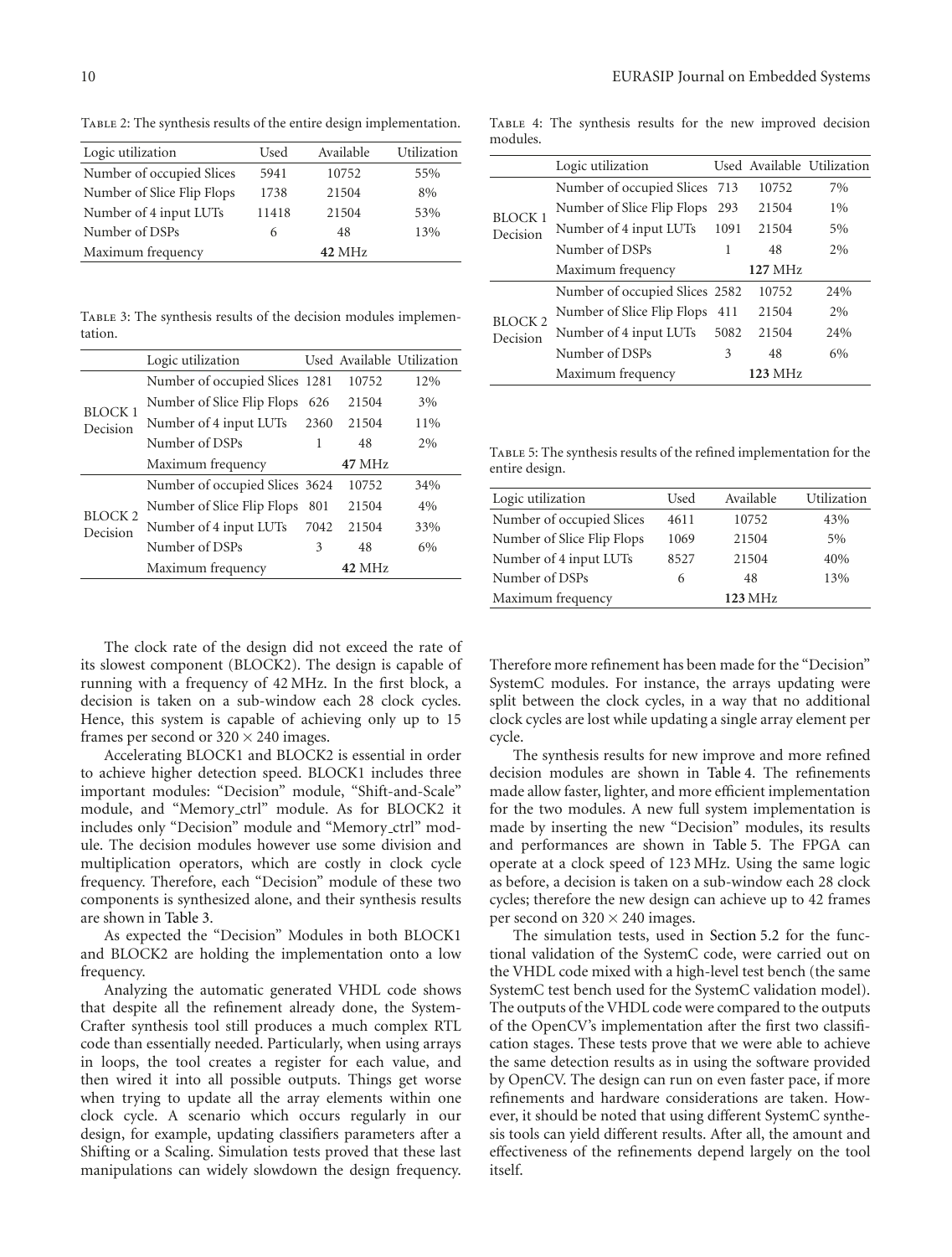Table 2: The synthesis results of the entire design implementation.

| Logic utilization | Used | Available | Utilization |
|---|---|---|---|
| Number of occupied Slices | 5941 | 10752 | 55% |
| Number of Slice Flip Flops | 1738 | 21504 | 8% |
| Number of 4 input LUTs | 11418 | 21504 | 53% |
| Number of DSPs | 6 | 48 | 13% |
| Maximum frequency | | **42** MHz | |

Table 3: The synthesis results of the decision modules implementation.

| | Logic utilization | Used | Available | Utilization |
|---|---|---|---|---|
| BLOCK 1 Decision | Number of occupied Slices | 1281 | 10752 | 12% |
| | Number of Slice Flip Flops | 626 | 21504 | 3% |
| | Number of 4 input LUTs | 2360 | 21504 | 11% |
| | Number of DSPs | 1 | 48 | 2% |
| | Maximum frequency | | **47** MHz | |
| BLOCK 2 Decision | Number of occupied Slices | 3624 | 10752 | 34% |
| | Number of Slice Flip Flops | 801 | 21504 | 4% |
| | Number of 4 input LUTs | 7042 | 21504 | 33% |
| | Number of DSPs | 3 | 48 | 6% |
| | Maximum frequency | | **42** MHz | |

The clock rate of the design did not exceed the rate of its slowest component (BLOCK2). The design is capable of running with a frequency of 42 MHz. In the first block, a decision is taken on a sub-window each 28 clock cycles. Hence, this system is capable of achieving only up to 15 frames per second or $320 \times 240$ images.

Accelerating BLOCK1 and BLOCK2 is essential in order to achieve higher detection speed. BLOCK1 includes three important modules: "Decision" module, "Shift-and-Scale" module, and "Memory_ctrl" module. As for BLOCK2 it includes only "Decision" module and "Memory_ctrl" module. The decision modules however use some division and multiplication operators, which are costly in clock cycle frequency. Therefore, each "Decision" module of these two components is synthesized alone, and their synthesis results are shown in Table 3.

As expected the "Decision" Modules in both BLOCK1 and BLOCK2 are holding the implementation onto a low frequency.

Analyzing the automatic generated VHDL code shows that despite all the refinement already done, the SystemCrafter synthesis tool still produces a much complex RTL code than essentially needed. Particularly, when using arrays in loops, the tool creates a register for each value, and then wired it into all possible outputs. Things get worse when trying to update all the array elements within one clock cycle. A scenario which occurs regularly in our design, for example, updating classifiers parameters after a Shifting or a Scaling. Simulation tests proved that these last manipulations can widely slowdown the design frequency. Therefore more refinement has been made for the "Decision" SystemC modules. For instance, the arrays updating were split between the clock cycles, in a way that no additional clock cycles are lost while updating a single array element per cycle.

Table 4: The synthesis results for the new improved decision modules.

| | Logic utilization | Used | Available | Utilization |
|---|---|---|---|---|
| BLOCK 1 Decision | Number of occupied Slices | 713 | 10752 | 7% |
| | Number of Slice Flip Flops | 293 | 21504 | 1% |
| | Number of 4 input LUTs | 1091 | 21504 | 5% |
| | Number of DSPs | 1 | 48 | 2% |
| | Maximum frequency | | **127** MHz | |
| BLOCK 2 Decision | Number of occupied Slices | 2582 | 10752 | 24% |
| | Number of Slice Flip Flops | 411 | 21504 | 2% |
| | Number of 4 input LUTs | 5082 | 21504 | 24% |
| | Number of DSPs | 3 | 48 | 6% |
| | Maximum frequency | | **123** MHz | |

Table 5: The synthesis results of the refined implementation for the entire design.

| Logic utilization | Used | Available | Utilization |
|---|---|---|---|
| Number of occupied Slices | 4611 | 10752 | 43% |
| Number of Slice Flip Flops | 1069 | 21504 | 5% |
| Number of 4 input LUTs | 8527 | 21504 | 40% |
| Number of DSPs | 6 | 48 | 13% |
| Maximum frequency | | **123** MHz | |

The synthesis results for new improve and more refined decision modules are shown in Table 4. The refinements made allow faster, lighter, and more efficient implementation for the two modules. A new full system implementation is made by inserting the new "Decision" modules, its results and performances are shown in Table 5. The FPGA can operate at a clock speed of 123 MHz. Using the same logic as before, a decision is taken on a sub-window each 28 clock cycles; therefore the new design can achieve up to 42 frames per second on $320 \times 240$ images.

The simulation tests, used in Section 5.2 for the functional validation of the SystemC code, were carried out on the VHDL code mixed with a high-level test bench (the same SystemC test bench used for the SystemC validation model). The outputs of the VHDL code were compared to the outputs of the OpenCV's implementation after the first two classification stages. These tests prove that we were able to achieve the same detection results as in using the software provided by OpenCV. The design can run on even faster pace, if more refinements and hardware considerations are taken. However, it should be noted that using different SystemC synthesis tools can yield different results. After all, the amount and effectiveness of the refinements depend largely on the tool itself.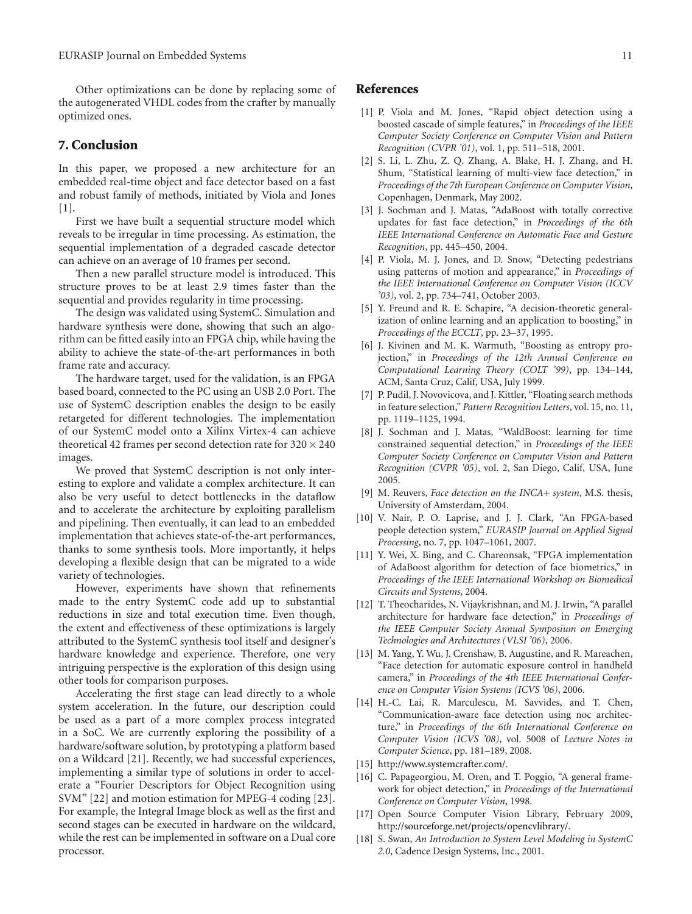Other optimizations can be done by replacing some of the autogenerated VHDL codes from the crafter by manually optimized ones.

## 7. Conclusion

In this paper, we proposed a new architecture for an embedded real-time object and face detector based on a fast and robust family of methods, initiated by Viola and Jones [1].

First we have built a sequential structure model which reveals to be irregular in time processing. As estimation, the sequential implementation of a degraded cascade detector can achieve on an average of 10 frames per second.

Then a new parallel structure model is introduced. This structure proves to be at least 2.9 times faster than the sequential and provides regularity in time processing.

The design was validated using SystemC. Simulation and hardware synthesis were done, showing that such an algorithm can be fitted easily into an FPGA chip, while having the ability to achieve the state-of-the-art performances in both frame rate and accuracy.

The hardware target, used for the validation, is an FPGA based board, connected to the PC using an USB 2.0 Port. The use of SystemC description enables the design to be easily retargeted for different technologies. The implementation of our SystemC model onto a Xilinx Virtex-4 can achieve theoretical 42 frames per second detection rate for $320 \times 240$ images.

We proved that SystemC description is not only interesting to explore and validate a complex architecture. It can also be very useful to detect bottlenecks in the dataflow and to accelerate the architecture by exploiting parallelism and pipelining. Then eventually, it can lead to an embedded implementation that achieves state-of-the-art performances, thanks to some synthesis tools. More importantly, it helps developing a flexible design that can be migrated to a wide variety of technologies.

However, experiments have shown that refinements made to the entry SystemC code add up to substantial reductions in size and total execution time. Even though, the extent and effectiveness of these optimizations is largely attributed to the SystemC synthesis tool itself and designer's hardware knowledge and experience. Therefore, one very intriguing perspective is the exploration of this design using other tools for comparison purposes.

Accelerating the first stage can lead directly to a whole system acceleration. In the future, our description could be used as a part of a more complex process integrated in a SoC. We are currently exploring the possibility of a hardware/software solution, by prototyping a platform based on a Wildcard [21]. Recently, we had successful experiences, implementing a similar type of solutions in order to accelerate a "Fourier Descriptors for Object Recognition using SVM" [22] and motion estimation for MPEG-4 coding [23]. For example, the Integral Image block as well as the first and second stages can be executed in hardware on the wildcard, while the rest can be implemented in software on a Dual core processor.

## References

[1] P. Viola and M. Jones, "Rapid object detection using a boosted cascade of simple features," in *Proceedings of the IEEE Computer Society Conference on Computer Vision and Pattern Recognition (CVPR '01)*, vol. 1, pp. 511–518, 2001.

[2] S. Li, L. Zhu, Z. Q. Zhang, A. Blake, H. J. Zhang, and H. Shum, "Statistical learning of multi-view face detection," in *Proceedings of the 7th European Conference on Computer Vision*, Copenhagen, Denmark, May 2002.

[3] J. Sochman and J. Matas, "AdaBoost with totally corrective updates for fast face detection," in *Proceedings of the 6th IEEE International Conference on Automatic Face and Gesture Recognition*, pp. 445–450, 2004.

[4] P. Viola, M. J. Jones, and D. Snow, "Detecting pedestrians using patterns of motion and appearance," in *Proceedings of the IEEE International Conference on Computer Vision (ICCV '03)*, vol. 2, pp. 734–741, October 2003.

[5] Y. Freund and R. E. Schapire, "A decision-theoretic generalization of online learning and an application to boosting," in *Proceedings of the ECCLT*, pp. 23–37, 1995.

[6] J. Kivinen and M. K. Warmuth, "Boosting as entropy projection," in *Proceedings of the 12th Annual Conference on Computational Learning Theory (COLT '99)*, pp. 134–144, ACM, Santa Cruz, Calif, USA, July 1999.

[7] P. Pudil, J. Novovicova, and J. Kittler, "Floating search methods in feature selection," *Pattern Recognition Letters*, vol. 15, no. 11, pp. 1119–1125, 1994.

[8] J. Sochman and J. Matas, "WaldBoost: learning for time constrained sequential detection," in *Proceedings of the IEEE Computer Society Conference on Computer Vision and Pattern Recognition (CVPR '05)*, vol. 2, San Diego, Calif, USA, June 2005.

[9] M. Reuvers, *Face detection on the INCA+ system*, M.S. thesis, University of Amsterdam, 2004.

[10] V. Nair, P. O. Laprise, and J. J. Clark, "An FPGA-based people detection system," *EURASIP Journal on Applied Signal Processing*, no. 7, pp. 1047–1061, 2007.

[11] Y. Wei, X. Bing, and C. Chareonsak, "FPGA implementation of AdaBoost algorithm for detection of face biometrics," in *Proceedings of the IEEE International Workshop on Biomedical Circuits and Systems*, 2004.

[12] T. Theocharides, N. Vijaykrishnan, and M. J. Irwin, "A parallel architecture for hardware face detection," in *Proceedings of the IEEE Computer Society Annual Symposium on Emerging Technologies and Architectures (VLSI '06)*, 2006.

[13] M. Yang, Y. Wu, J. Crenshaw, B. Augustine, and R. Mareachen, "Face detection for automatic exposure control in handheld camera," in *Proceedings of the 4th IEEE International Conference on Computer Vision Systems (ICVS '06)*, 2006.

[14] H.-C. Lai, R. Marculescu, M. Savvides, and T. Chen, "Communication-aware face detection using noc architecture," in *Proceedings of the 6th International Conference on Computer Vision (ICVS '08)*, vol. 5008 of *Lecture Notes in Computer Science*, pp. 181–189, 2008.

[15] http://www.systemcrafter.com/.

[16] C. Papageorgiou, M. Oren, and T. Poggio, "A general framework for object detection," in *Proceedings of the International Conference on Computer Vision*, 1998.

[17] Open Source Computer Vision Library, February 2009, http://sourceforge.net/projects/opencvlibrary/.

[18] S. Swan, *An Introduction to System Level Modeling in SystemC 2.0*, Cadence Design Systems, Inc., 2001.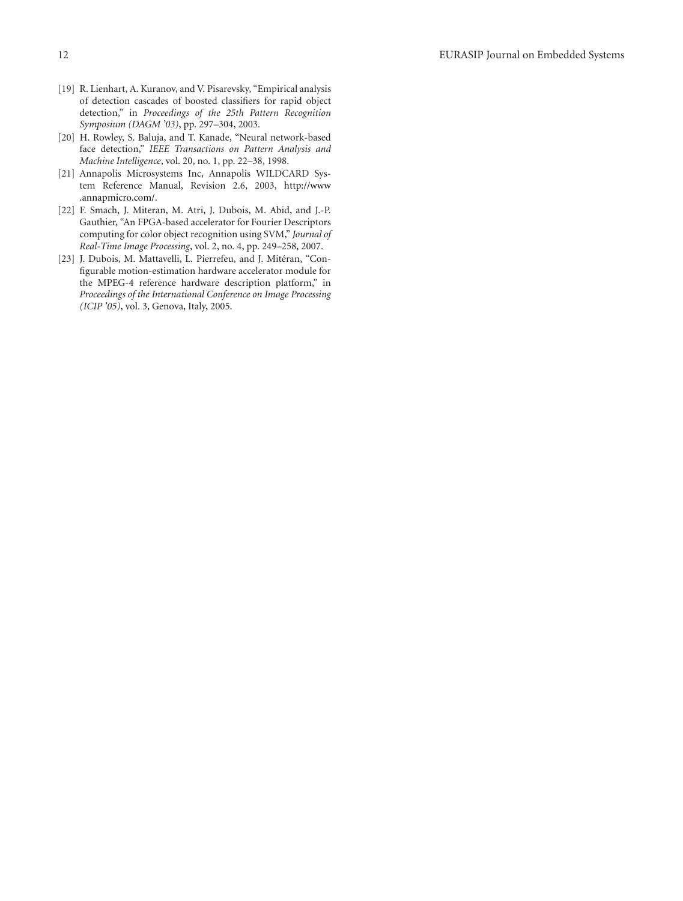[19] R. Lienhart, A. Kuranov, and V. Pisarevsky, "Empirical analysis of detection cascades of boosted classifiers for rapid object detection," in *Proceedings of the 25th Pattern Recognition Symposium (DAGM '03)*, pp. 297–304, 2003.

[20] H. Rowley, S. Baluja, and T. Kanade, "Neural network-based face detection," *IEEE Transactions on Pattern Analysis and Machine Intelligence*, vol. 20, no. 1, pp. 22–38, 1998.

[21] Annapolis Microsystems Inc, Annapolis WILDCARD System Reference Manual, Revision 2.6, 2003, http://www.annapmicro.com/.

[22] F. Smach, J. Miteran, M. Atri, J. Dubois, M. Abid, and J.-P. Gauthier, "An FPGA-based accelerator for Fourier Descriptors computing for color object recognition using SVM," *Journal of Real-Time Image Processing*, vol. 2, no. 4, pp. 249–258, 2007.

[23] J. Dubois, M. Mattavelli, L. Pierrefeu, and J. Mitéran, "Configurable motion-estimation hardware accelerator module for the MPEG-4 reference hardware description platform," in *Proceedings of the International Conference on Image Processing (ICIP '05)*, vol. 3, Genova, Italy, 2005.